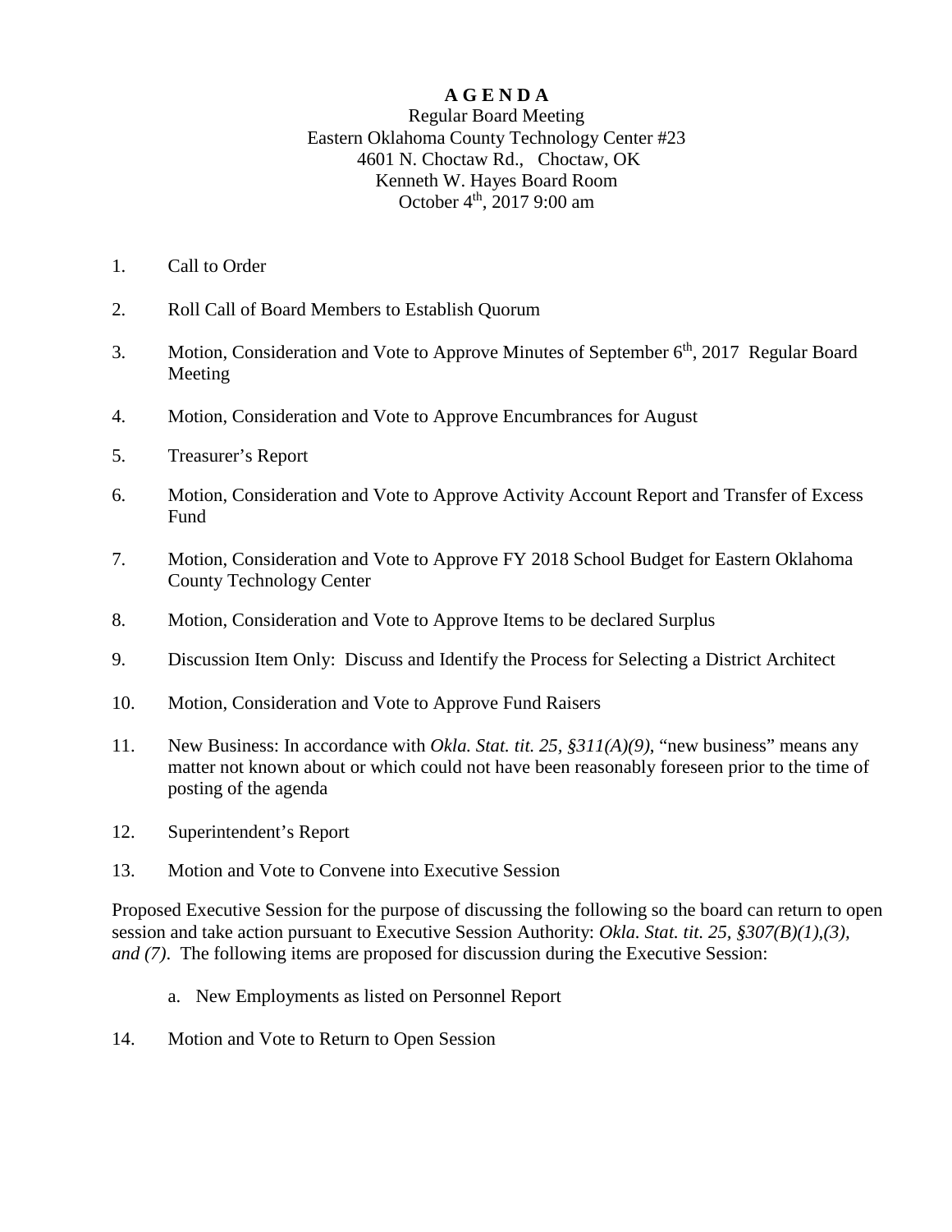**A G E N D A**

Regular Board Meeting
Eastern Oklahoma County Technology Center #23
4601 N. Choctaw Rd., Choctaw, OK
Kenneth W. Hayes Board Room
October 4th, 2017 9:00 am

1. Call to Order

2. Roll Call of Board Members to Establish Quorum

3. Motion, Consideration and Vote to Approve Minutes of September 6th, 2017 Regular Board Meeting

4. Motion, Consideration and Vote to Approve Encumbrances for August

5. Treasurer's Report

6. Motion, Consideration and Vote to Approve Activity Account Report and Transfer of Excess Fund

7. Motion, Consideration and Vote to Approve FY 2018 School Budget for Eastern Oklahoma County Technology Center

8. Motion, Consideration and Vote to Approve Items to be declared Surplus

9. Discussion Item Only: Discuss and Identify the Process for Selecting a District Architect

10. Motion, Consideration and Vote to Approve Fund Raisers

11. New Business: In accordance with *Okla. Stat. tit. 25, §311(A)(9)*, "new business" means any matter not known about or which could not have been reasonably foreseen prior to the time of posting of the agenda

12. Superintendent's Report

13. Motion and Vote to Convene into Executive Session

Proposed Executive Session for the purpose of discussing the following so the board can return to open session and take action pursuant to Executive Session Authority: *Okla. Stat. tit. 25, §307(B)(1),(3), and (7)*. The following items are proposed for discussion during the Executive Session:

   a. New Employments as listed on Personnel Report

14. Motion and Vote to Return to Open Session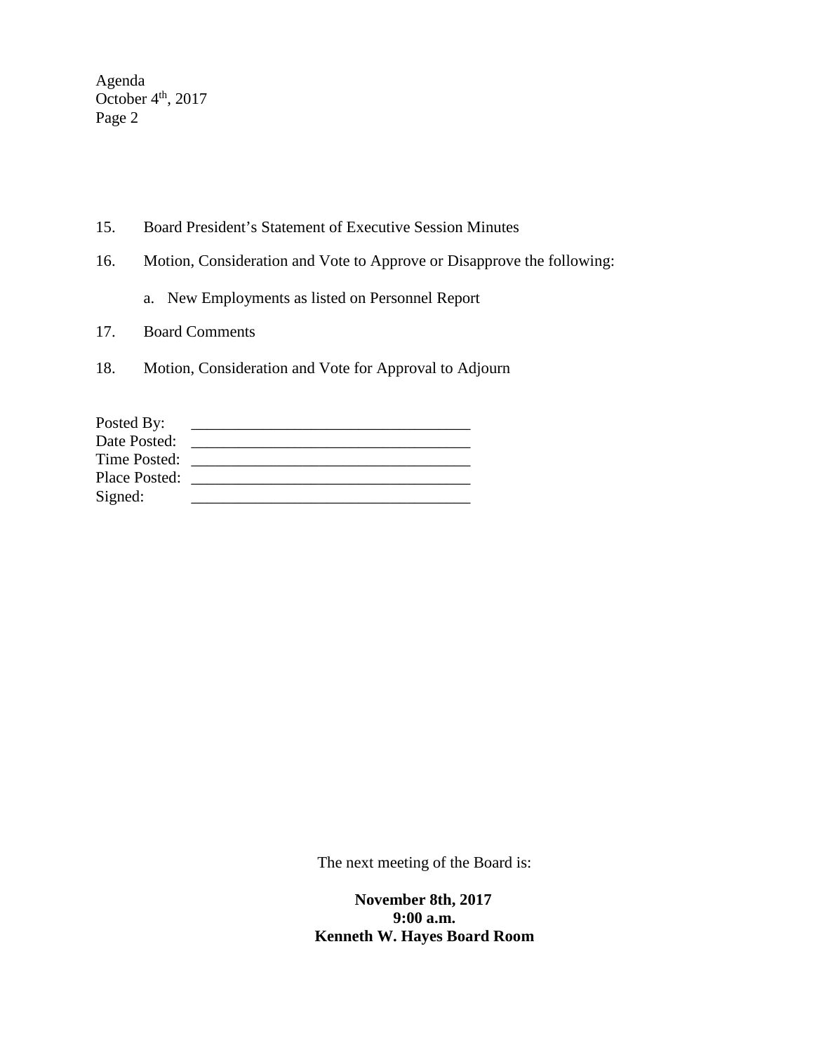15. Board President's Statement of Executive Session Minutes

16. Motion, Consideration and Vote to Approve or Disapprove the following:

    a. New Employments as listed on Personnel Report

17. Board Comments

18. Motion, Consideration and Vote for Approval to Adjourn

Posted By: ___________________________________
Date Posted: ___________________________________
Time Posted: ___________________________________
Place Posted: ___________________________________
Signed: ___________________________________

The next meeting of the Board is:

**November 8th, 2017**
**9:00 a.m.**
**Kenneth W. Hayes Board Room**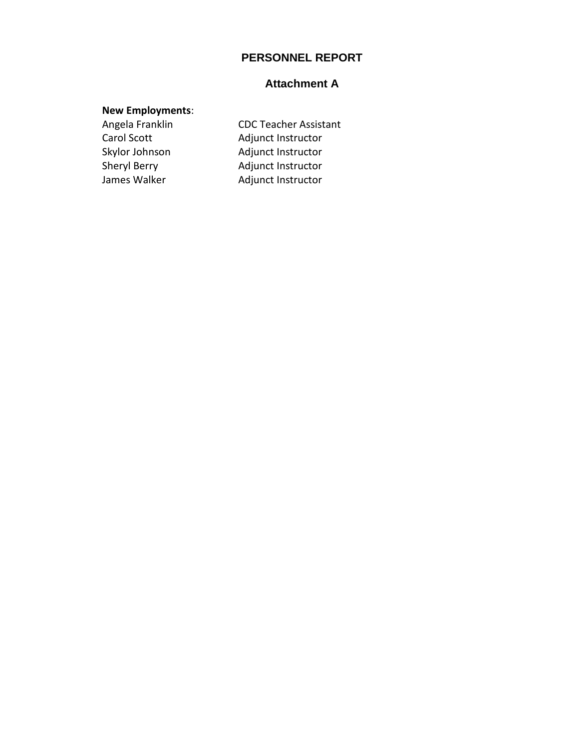# PERSONNEL REPORT

## Attachment A

**New Employments**:

| | |
|---|---|
| Angela Franklin | CDC Teacher Assistant |
| Carol Scott | Adjunct Instructor |
| Skylor Johnson | Adjunct Instructor |
| Sheryl Berry | Adjunct Instructor |
| James Walker | Adjunct Instructor |